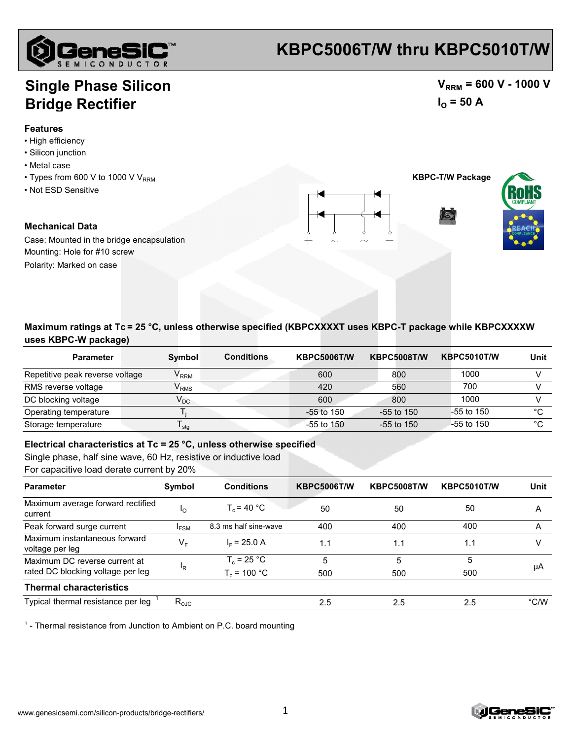# KBPC5006T/W thru KBPC5010T/W

## Single Phase Silicon Bridge Rectifier

$V_{RRM}$ = 600 V - 1000 V
$I_O$ = 50 A

### Features

- High efficiency
- Silicon junction
- Metal case
- Types from 600 V to 1000 V $V_{RRM}$
- Not ESD Sensitive

KBPC-T/W Package

### Mechanical Data

Case: Mounted in the bridge encapsulation
Mounting: Hole for #10 screw
Polarity: Marked on case

**Maximum ratings at Tc = 25 °C, unless otherwise specified (KBPCXXXXT uses KBPC-T package while KBPCXXXXW uses KBPC-W package)**

| Parameter | Symbol | Conditions | KBPC5006T/W | KBPC5008T/W | KBPC5010T/W | Unit |
|---|---|---|---|---|---|---|
| Repetitive peak reverse voltage | $V_{RRM}$ | | 600 | 800 | 1000 | V |
| RMS reverse voltage | $V_{RMS}$ | | 420 | 560 | 700 | V |
| DC blocking voltage | $V_{DC}$ | | 600 | 800 | 1000 | V |
| Operating temperature | $T_j$ | | -55 to 150 | -55 to 150 | -55 to 150 | °C |
| Storage temperature | $T_{stg}$ | | -55 to 150 | -55 to 150 | -55 to 150 | °C |

**Electrical characteristics at Tc = 25 °C, unless otherwise specified**
Single phase, half sine wave, 60 Hz, resistive or inductive load
For capacitive load derate current by 20%

| Parameter | Symbol | Conditions | KBPC5006T/W | KBPC5008T/W | KBPC5010T/W | Unit |
|---|---|---|---|---|---|---|
| Maximum average forward rectified current | $I_O$ | $T_c$ = 40 °C | 50 | 50 | 50 | A |
| Peak forward surge current | $I_{FSM}$ | 8.3 ms half sine-wave | 400 | 400 | 400 | A |
| Maximum instantaneous forward voltage per leg | $V_F$ | $I_F$ = 25.0 A | 1.1 | 1.1 | 1.1 | V |
| Maximum DC reverse current at rated DC blocking voltage per leg | $I_R$ | $T_c$ = 25 °C | 5 | 5 | 5 | µA |
| | | $T_c$ = 100 °C | 500 | 500 | 500 | |
| **Thermal characteristics** | | | | | | |
| Typical thermal resistance per leg [1] | $R_{\theta JC}$ | | 2.5 | 2.5 | 2.5 | °C/W |

[1] - Thermal resistance from Junction to Ambient on P.C. board mounting

www.genesicsemi.com/silicon-products/bridge-rectifiers/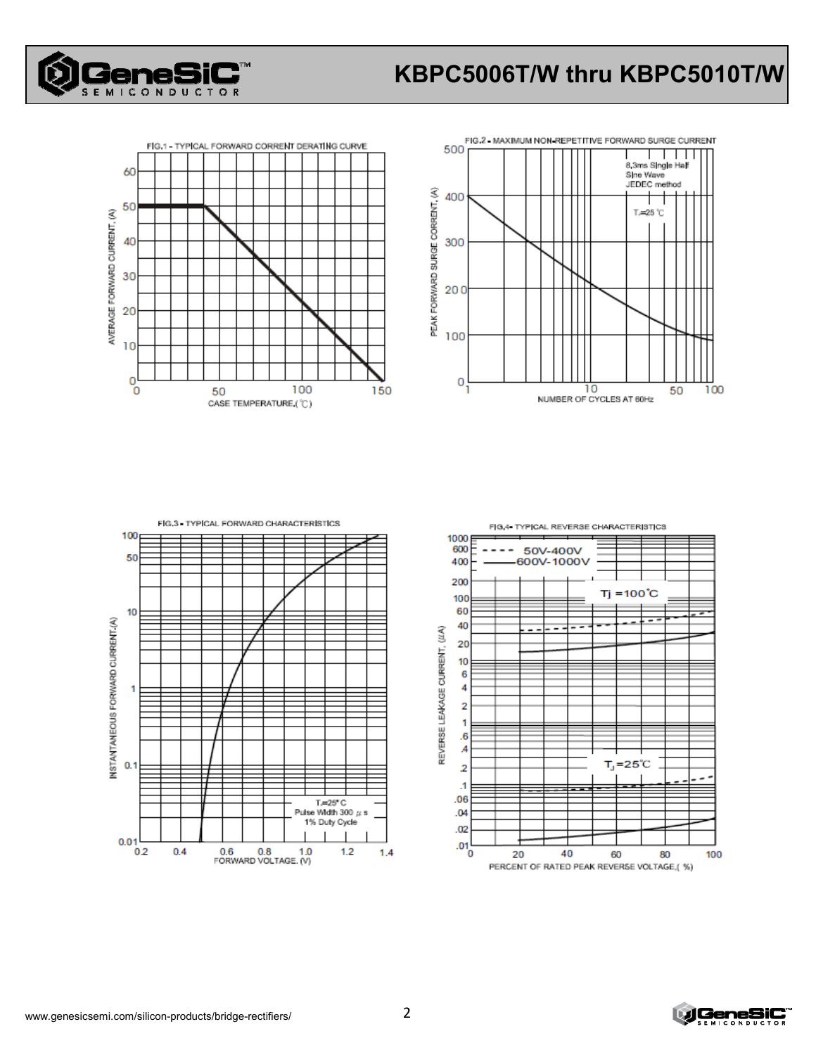FIG.1 - TYPICAL FORWARD CORRENT DERATING CURVE

AVERAGE FORWARD CURRENT, (A)

CASE TEMPERATURE,(℃)

FIG.2 - MAXIMUM NON-REPETITIVE FORWARD SURGE CURRENT

8.3ms Single Half Sine Wave JEDEC method

$T_J$=25 ℃

PEAK FORWARD SURGE CORRENT, (A)

NUMBER OF CYCLES AT 60Hz

FIG.3 - TYPICAL FORWARD CHARACTERISTICS

$T_J$=25°C
Pulse Width 300 μs
1% Duty Cycle

INSTANTANEOUS FORWARD CURRENT,(A)

FORWARD VOLTAGE. (V)

FIG.4 - TYPICAL REVERSE CHARACTERISTICS

- - - - 50V-400V
——— 600V-1000V

Tj =100˚C

$T_J$=25˚C

REVERSE LEAKAGE CURRENT, (μA)

PERCENT OF RATED PEAK REVERSE VOLTAGE,( %)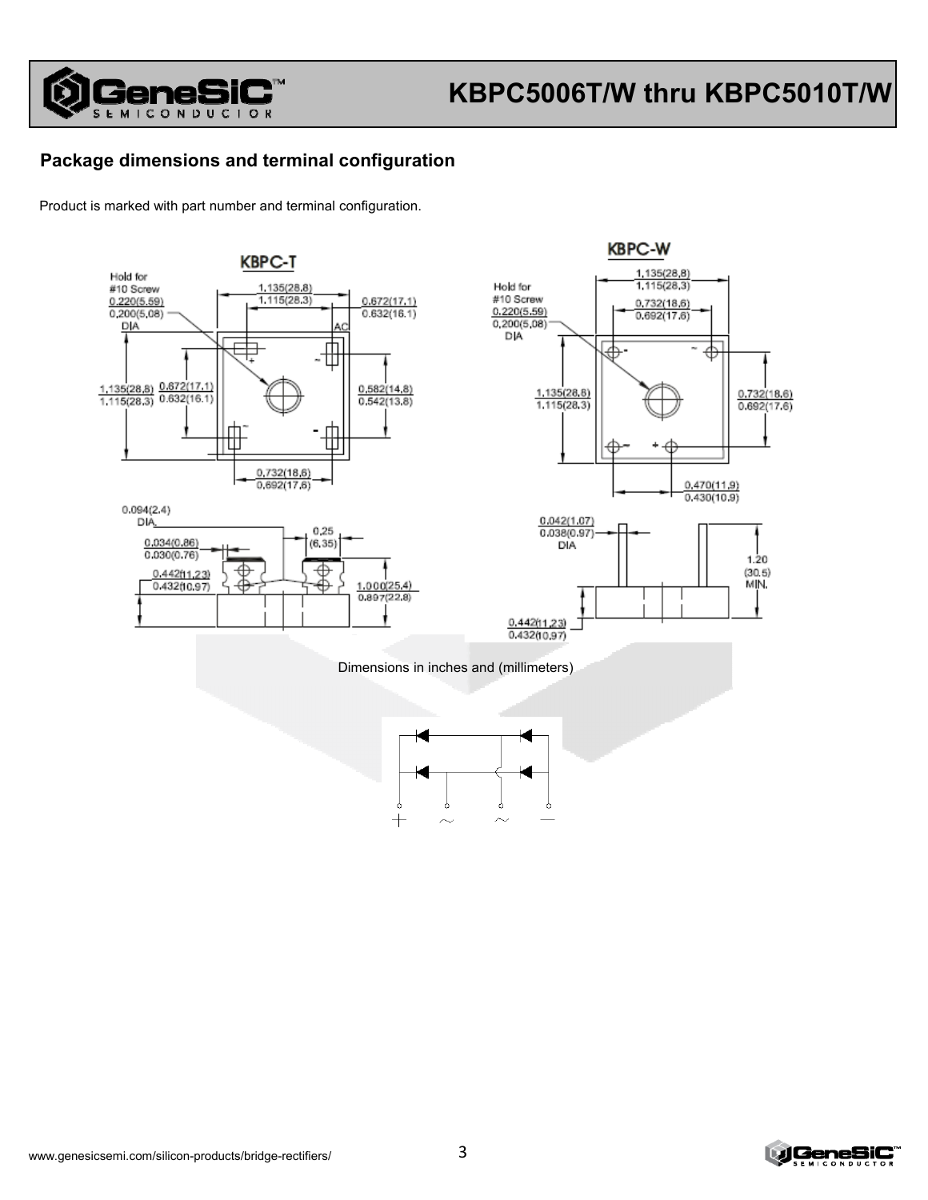## Package dimensions and terminal configuration

Product is marked with part number and terminal configuration.

KBPC-T

Hold for #10 Screw
0.220(5.59)
0.200(5.08)
DIA

1.135(28.8)
1.115(28.3)

0.672(17.1)
0.632(16.1)

AC

1.135(28.8)
1.115(28.3)

0.672(17.1)
0.632(16.1)

0.582(14.8)
0.542(13.8)

0.732(18.6)
0.692(17.6)

0.094(2.4)
DIA.

0.034(0.86)
0.030(0.76)

0.25
(6.35)

0.442(11.23)
0.432(10.97)

1.000(25.4)
0.897(22.8)

KBPC-W

Hold for #10 Screw
0.220(5.59)
0.200(5.08)
DIA

1.135(28.8)
1.115(28.3)

0.732(18.6)
0.692(17.6)

1.135(28.8)
1.115(28.3)

0.732(18.6)
0.692(17.6)

0.470(11.9)
0.430(10.9)

0.042(1.07)
0.038(0.97)
DIA

1.20
(30.5)
MIN.

0.442(11.23)
0.432(10.97)

Dimensions in inches and (millimeters)

\+ ~ ~ —